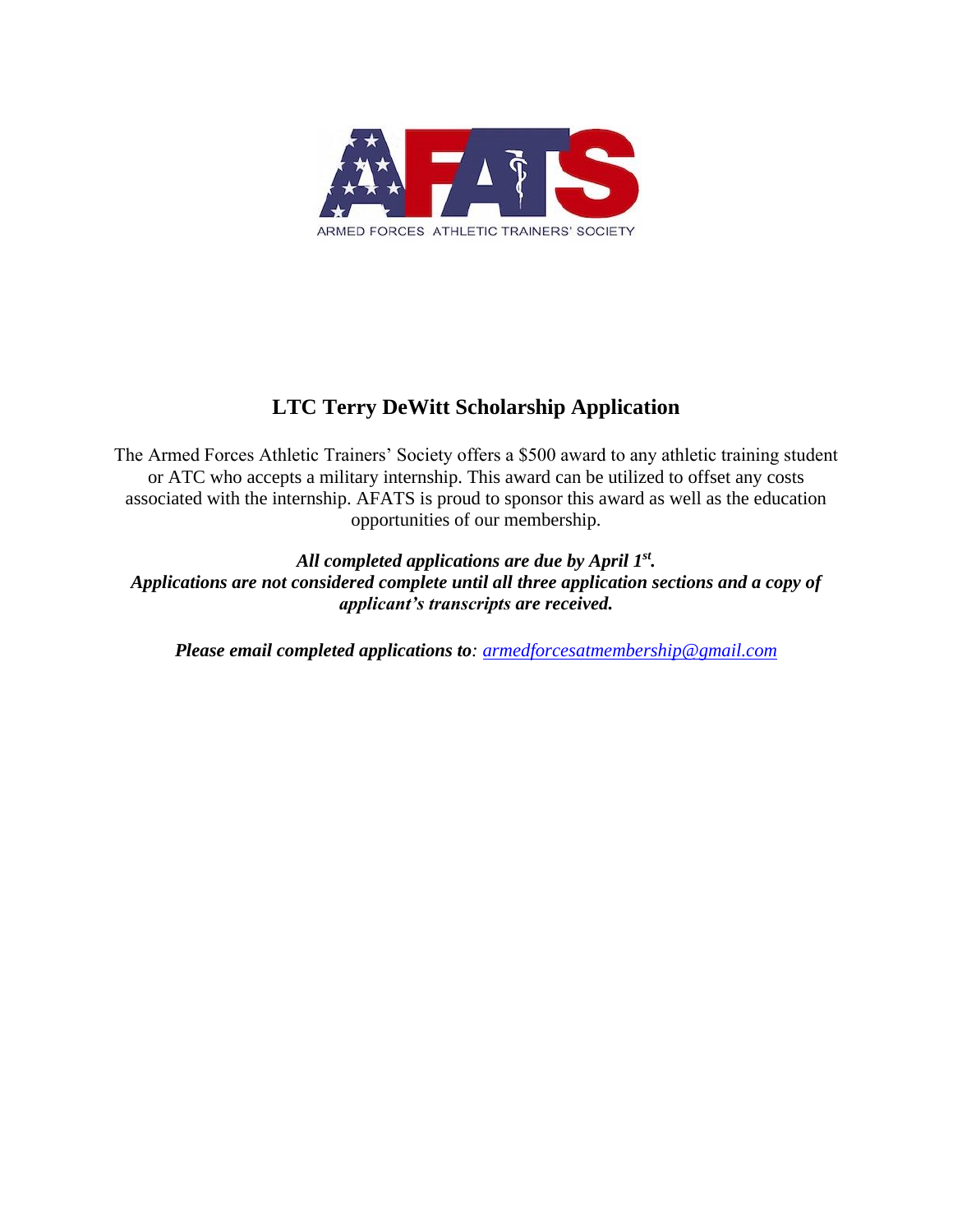AFATS

ARMED FORCES ATHLETIC TRAINERS' SOCIETY

# LTC Terry DeWitt Scholarship Application

The Armed Forces Athletic Trainers' Society offers a $500 award to any athletic training student or ATC who accepts a military internship. This award can be utilized to offset any costs associated with the internship. AFATS is proud to sponsor this award as well as the education opportunities of our membership.

***All completed applications are due by April 1st.***
***Applications are not considered complete until all three application sections and a copy of applicant's transcripts are received.***

***Please email completed applications to**: [armedforcesatmembership@gmail.com](mailto:armedforcesatmembership@gmail.com)*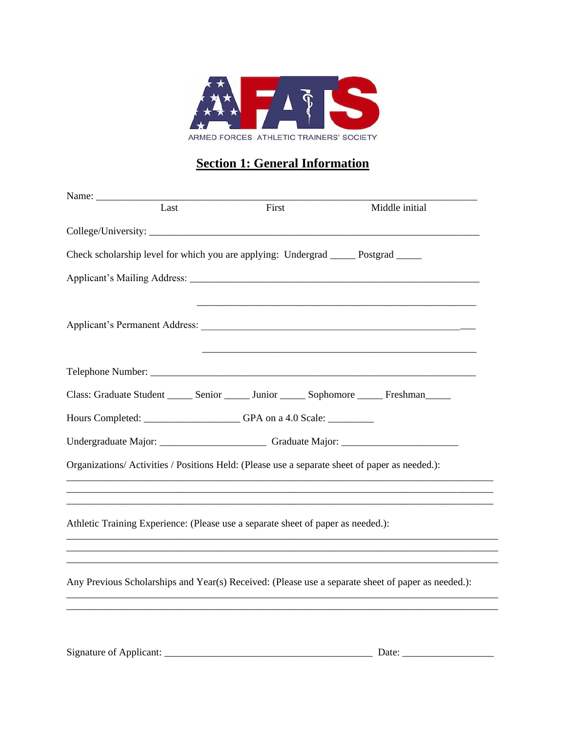ARMED FORCES ATHLETIC TRAINERS' SOCIETY

## Section 1: General Information

Name: ___________________________________________________________________________

Last First Middle initial

College/University: _________________________________________________________________

Check scholarship level for which you are applying: Undergrad _____ Postgrad _____

Applicant's Mailing Address: ___________________________________________________________

_______________________________________________________

Applicant's Permanent Address: ______________________________________________________

_______________________________________________________

Telephone Number: _________________________________________________________________

Class: Graduate Student _____ Senior _____ Junior _____ Sophomore _____ Freshman_____

Hours Completed: ___________________ GPA on a 4.0 Scale: _________

Undergraduate Major: _____________________ Graduate Major: ______________________

Organizations/ Activities / Positions Held: (Please use a separate sheet of paper as needed.):

_________________________________________________________________________________

_________________________________________________________________________________

_________________________________________________________________________________

Athletic Training Experience: (Please use a separate sheet of paper as needed.):

_________________________________________________________________________________

_________________________________________________________________________________

_________________________________________________________________________________

Any Previous Scholarships and Year(s) Received: (Please use a separate sheet of paper as needed.):

_________________________________________________________________________________

_________________________________________________________________________________

Signature of Applicant: _________________________________________ Date: __________________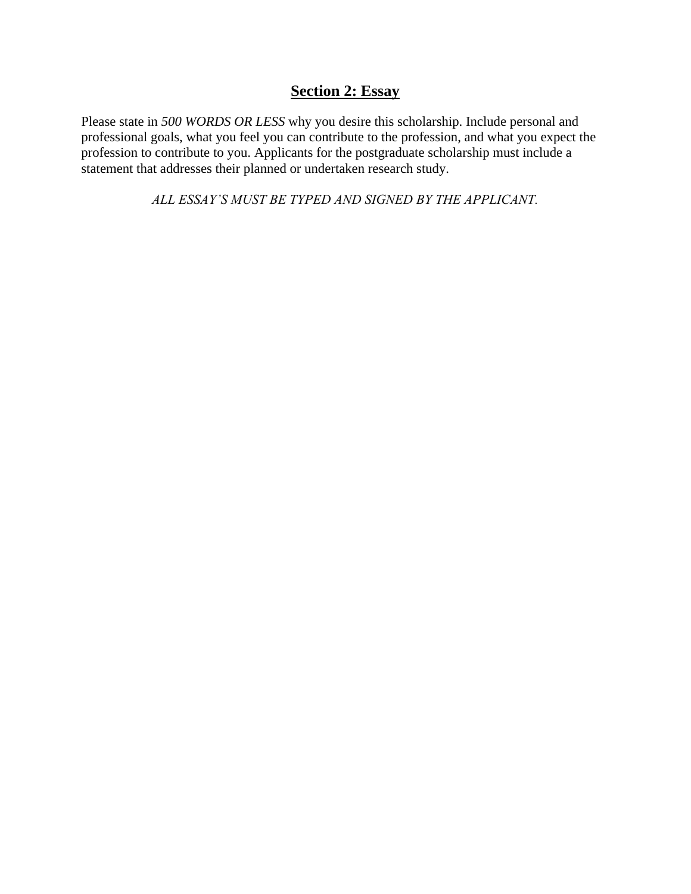## **Section 2: Essay**

Please state in *500 WORDS OR LESS* why you desire this scholarship. Include personal and professional goals, what you feel you can contribute to the profession, and what you expect the profession to contribute to you. Applicants for the postgraduate scholarship must include a statement that addresses their planned or undertaken research study.

*ALL ESSAY'S MUST BE TYPED AND SIGNED BY THE APPLICANT.*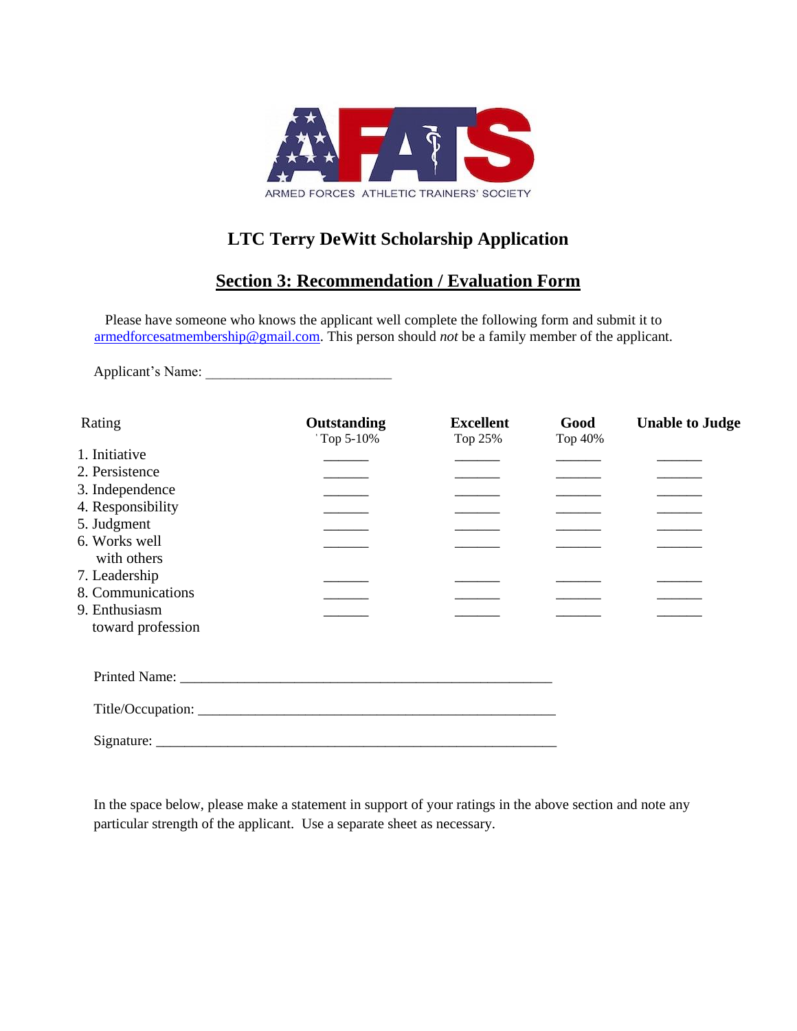ARMED FORCES ATHLETIC TRAINERS' SOCIETY

# LTC Terry DeWitt Scholarship Application

## Section 3: Recommendation / Evaluation Form

Please have someone who knows the applicant well complete the following form and submit it to armedforcesatmembership@gmail.com. This person should *not* be a family member of the applicant.

Applicant's Name: ___________________________

| Rating | **Outstanding** Top 5-10% | **Excellent** Top 25% | **Good** Top 40% | **Unable to Judge** |
|---|---|---|---|---|
| 1. Initiative | ______ | ______ | ______ | ______ |
| 2. Persistence | ______ | ______ | ______ | ______ |
| 3. Independence | ______ | ______ | ______ | ______ |
| 4. Responsibility | ______ | ______ | ______ | ______ |
| 5. Judgment | ______ | ______ | ______ | ______ |
| 6. Works well with others | ______ | ______ | ______ | ______ |
| 7. Leadership | ______ | ______ | ______ | ______ |
| 8. Communications | ______ | ______ | ______ | ______ |
| 9. Enthusiasm toward profession | ______ | ______ | ______ | ______ |

Printed Name: ______________________________________________________

Title/Occupation: ____________________________________________________

Signature: _________________________________________________________

In the space below, please make a statement in support of your ratings in the above section and note any particular strength of the applicant. Use a separate sheet as necessary.